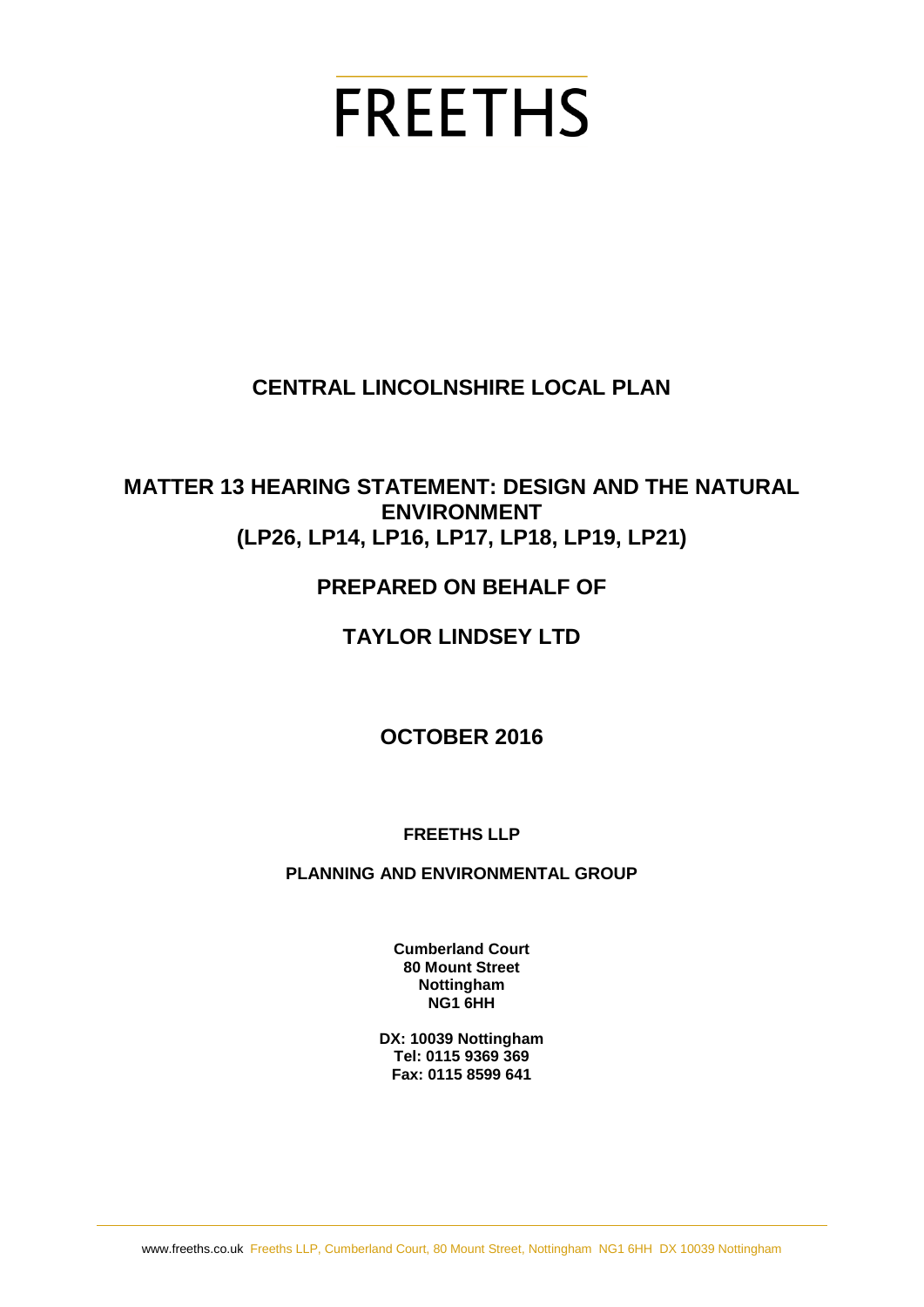# FREETHS

## CENTRAL LINCOLNSHIRE LOCAL PLAN

## MATTER 13 HEARING STATEMENT: DESIGN AND THE NATURAL ENVIRONMENT (LP26, LP14, LP16, LP17, LP18, LP19, LP21)

## PREPARED ON BEHALF OF

## TAYLOR LINDSEY LTD

## OCTOBER 2016

**FREETHS LLP**

**PLANNING AND ENVIRONMENTAL GROUP**

**Cumberland Court**
**80 Mount Street**
**Nottingham**
**NG1 6HH**

**DX: 10039 Nottingham**
**Tel: 0115 9369 369**
**Fax: 0115 8599 641**

www.freeths.co.uk Freeths LLP, Cumberland Court, 80 Mount Street, Nottingham NG1 6HH DX 10039 Nottingham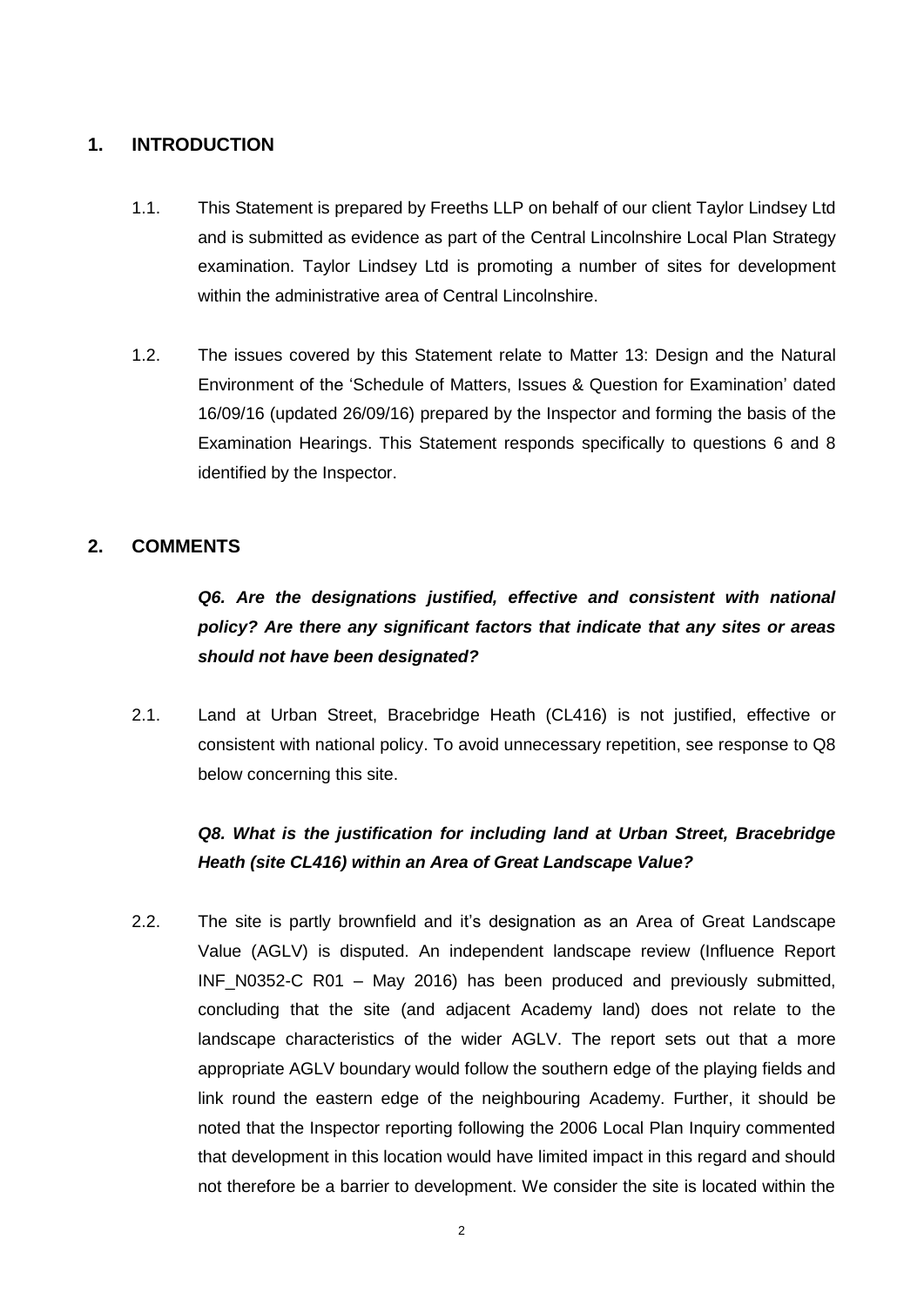## 1. INTRODUCTION

1.1. This Statement is prepared by Freeths LLP on behalf of our client Taylor Lindsey Ltd and is submitted as evidence as part of the Central Lincolnshire Local Plan Strategy examination. Taylor Lindsey Ltd is promoting a number of sites for development within the administrative area of Central Lincolnshire.

1.2. The issues covered by this Statement relate to Matter 13: Design and the Natural Environment of the 'Schedule of Matters, Issues & Question for Examination' dated 16/09/16 (updated 26/09/16) prepared by the Inspector and forming the basis of the Examination Hearings. This Statement responds specifically to questions 6 and 8 identified by the Inspector.

## 2. COMMENTS

***Q6. Are the designations justified, effective and consistent with national policy? Are there any significant factors that indicate that any sites or areas should not have been designated?***

2.1. Land at Urban Street, Bracebridge Heath (CL416) is not justified, effective or consistent with national policy. To avoid unnecessary repetition, see response to Q8 below concerning this site.

***Q8. What is the justification for including land at Urban Street, Bracebridge Heath (site CL416) within an Area of Great Landscape Value?***

2.2. The site is partly brownfield and it's designation as an Area of Great Landscape Value (AGLV) is disputed. An independent landscape review (Influence Report INF_N0352-C R01 – May 2016) has been produced and previously submitted, concluding that the site (and adjacent Academy land) does not relate to the landscape characteristics of the wider AGLV. The report sets out that a more appropriate AGLV boundary would follow the southern edge of the playing fields and link round the eastern edge of the neighbouring Academy. Further, it should be noted that the Inspector reporting following the 2006 Local Plan Inquiry commented that development in this location would have limited impact in this regard and should not therefore be a barrier to development. We consider the site is located within the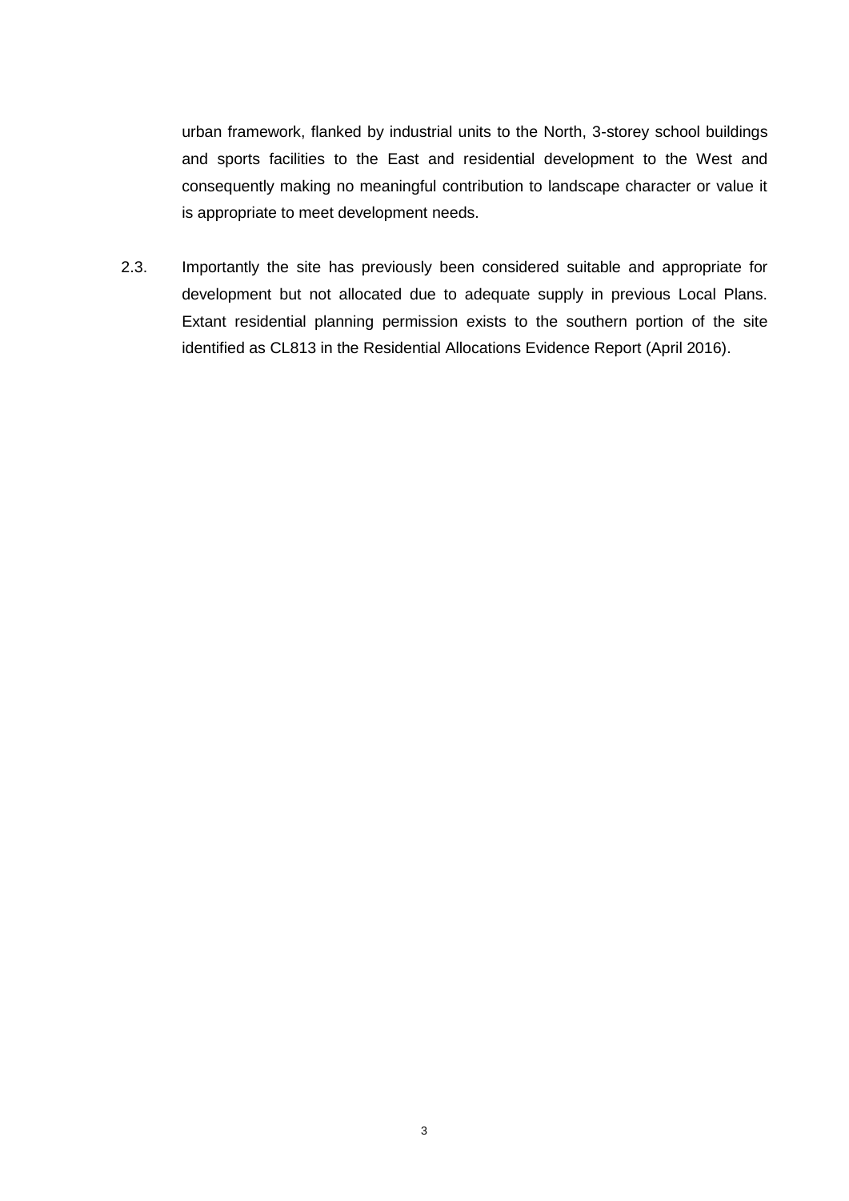urban framework, flanked by industrial units to the North, 3-storey school buildings and sports facilities to the East and residential development to the West and consequently making no meaningful contribution to landscape character or value it is appropriate to meet development needs.

2.3. Importantly the site has previously been considered suitable and appropriate for development but not allocated due to adequate supply in previous Local Plans. Extant residential planning permission exists to the southern portion of the site identified as CL813 in the Residential Allocations Evidence Report (April 2016).